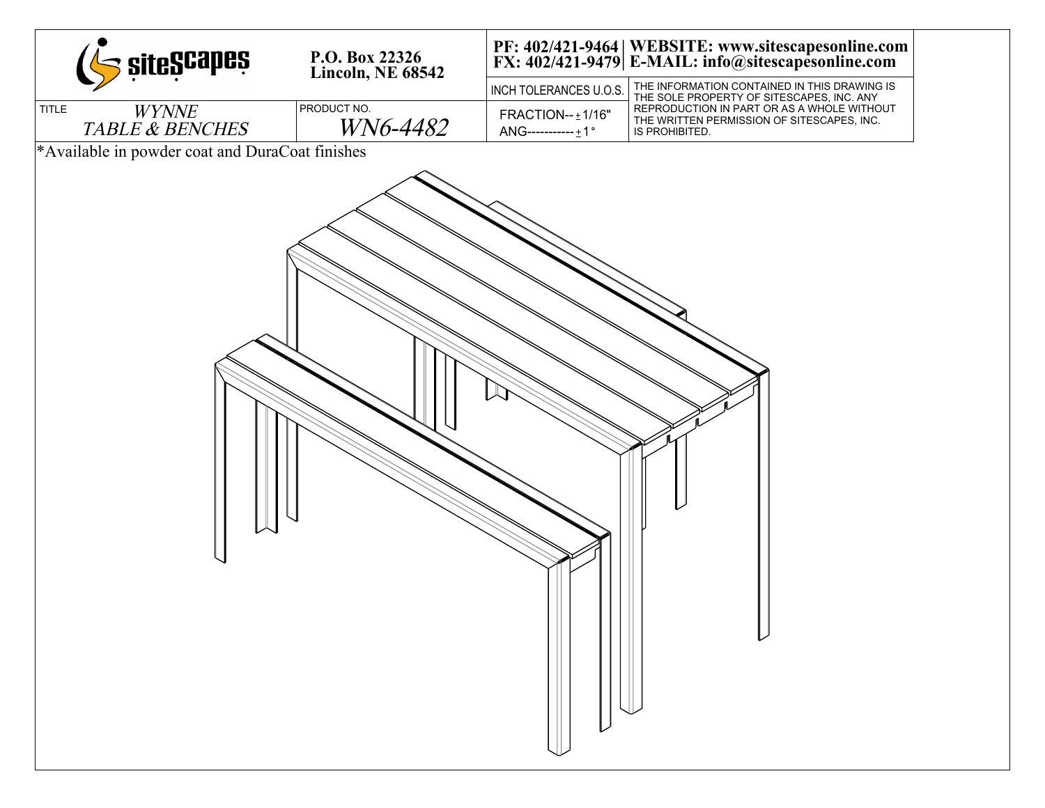siteScapes

P.O. Box 22326
Lincoln, NE 68542

PF: 402/421-9464 | WEBSITE: www.sitescapesonline.com
FX: 402/421-9479 | E-MAIL: info@sitescapesonline.com

| TITLE | PRODUCT NO. | INCH TOLERANCES U.O.S. | |
|---|---|---|---|
| *WYNNE TABLE & BENCHES* | *WN6-4482* | FRACTION-- ± 1/16" ANG----------- ± 1° | THE INFORMATION CONTAINED IN THIS DRAWING IS THE SOLE PROPERTY OF SITESCAPES, INC. ANY REPRODUCTION IN PART OR AS A WHOLE WITHOUT THE WRITTEN PERMISSION OF SITESCAPES, INC. IS PROHIBITED. |

*Available in powder coat and DuraCoat finishes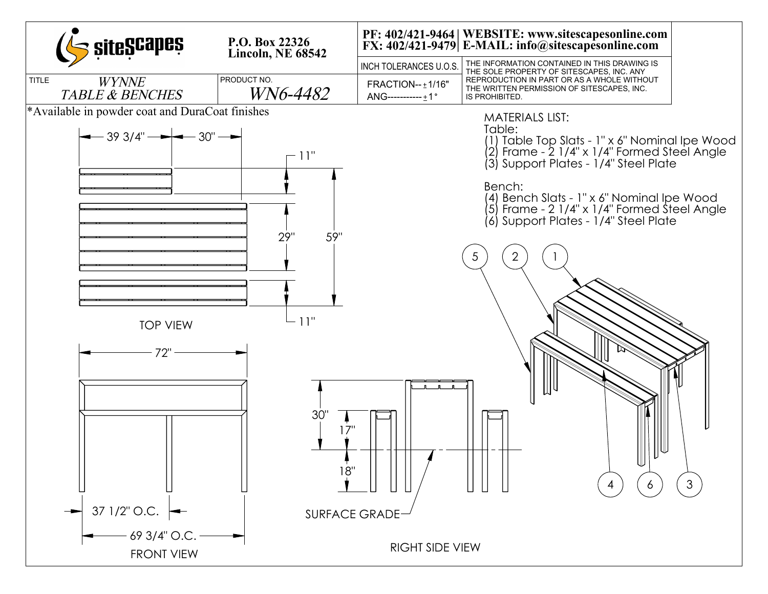**siteScapes**

P.O. Box 22326
Lincoln, NE 68542

PF: 402/421-9464 | WEBSITE: www.sitescapesonline.com
FX: 402/421-9479 | E-MAIL: info@sitescapesonline.com

| | | | |
|---|---|---|---|
| TITLE *WYNNE TABLE & BENCHES* | PRODUCT NO. *WN6-4482* | INCH TOLERANCES U.O.S. FRACTION-- ± 1/16" ANG----------- ± 1° | THE INFORMATION CONTAINED IN THIS DRAWING IS THE SOLE PROPERTY OF SITESCAPES, INC. ANY REPRODUCTION IN PART OR AS A WHOLE WITHOUT THE WRITTEN PERMISSION OF SITESCAPES, INC. IS PROHIBITED. |

*Available in powder coat and DuraCoat finishes

MATERIALS LIST:

Table:
(1) Table Top Slats - 1" x 6" Nominal Ipe Wood
(2) Frame - 2 1/4" x 1/4" Formed Steel Angle
(3) Support Plates - 1/4" Steel Plate

Bench:
(4) Bench Slats - 1" x 6" Nominal Ipe Wood
(5) Frame - 2 1/4" x 1/4" Formed Steel Angle
(6) Support Plates - 1/4" Steel Plate

39 3/4"
30"
11"
29"
59"
11"

TOP VIEW

72"
37 1/2" O.C.
69 3/4" O.C.

FRONT VIEW

30"
17"
18"
SURFACE GRADE

RIGHT SIDE VIEW

5
2
1
4
6
3